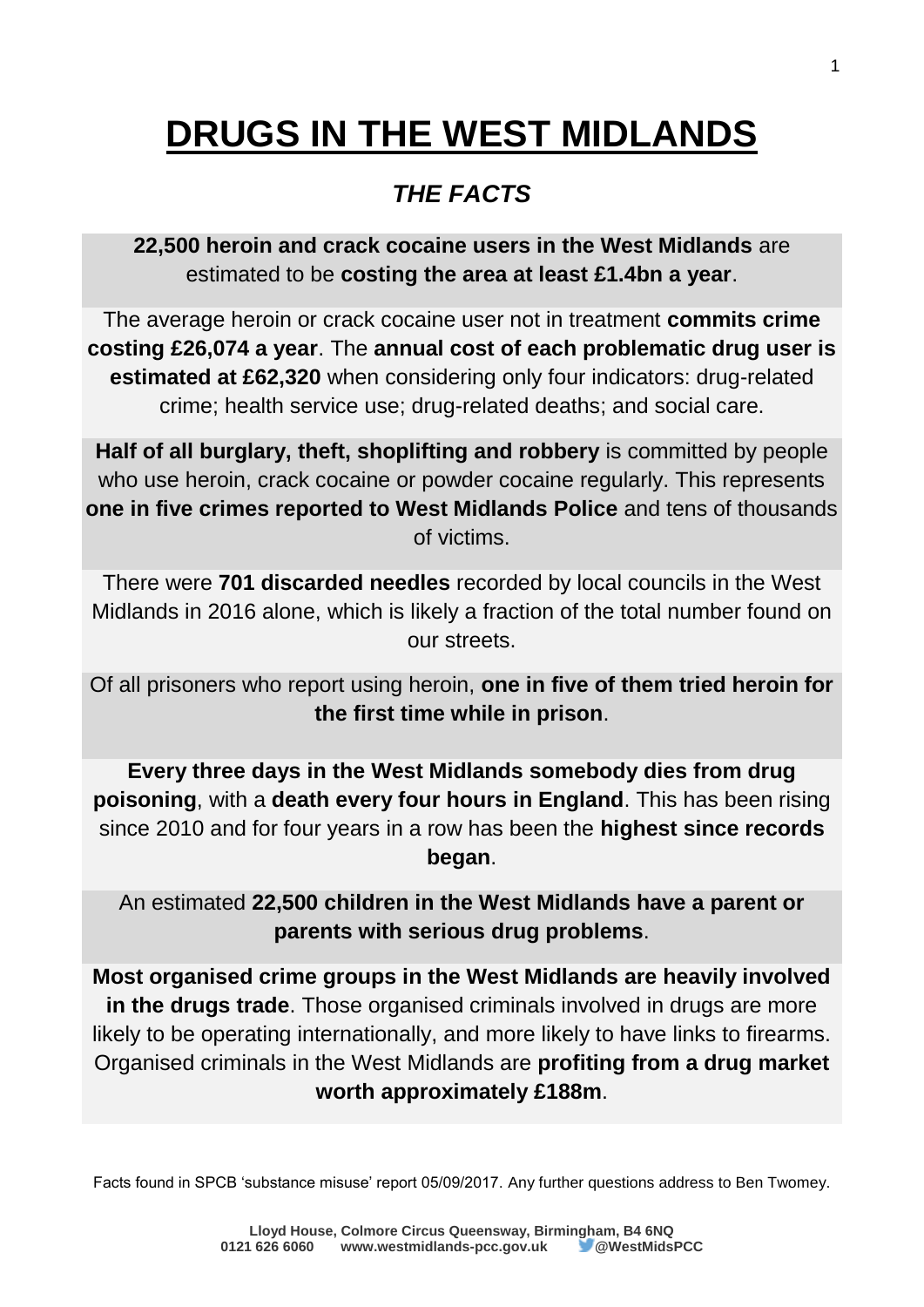# DRUGS IN THE WEST MIDLANDS

## *THE FACTS*

**22,500 heroin and crack cocaine users in the West Midlands** are estimated to be **costing the area at least £1.4bn a year**.

The average heroin or crack cocaine user not in treatment **commits crime costing £26,074 a year**. The **annual cost of each problematic drug user is estimated at £62,320** when considering only four indicators: drug-related crime; health service use; drug-related deaths; and social care.

**Half of all burglary, theft, shoplifting and robbery** is committed by people who use heroin, crack cocaine or powder cocaine regularly. This represents **one in five crimes reported to West Midlands Police** and tens of thousands of victims.

There were **701 discarded needles** recorded by local councils in the West Midlands in 2016 alone, which is likely a fraction of the total number found on our streets.

Of all prisoners who report using heroin, **one in five of them tried heroin for the first time while in prison**.

**Every three days in the West Midlands somebody dies from drug poisoning**, with a **death every four hours in England**. This has been rising since 2010 and for four years in a row has been the **highest since records began**.

An estimated **22,500 children in the West Midlands have a parent or parents with serious drug problems**.

**Most organised crime groups in the West Midlands are heavily involved in the drugs trade**. Those organised criminals involved in drugs are more likely to be operating internationally, and more likely to have links to firearms. Organised criminals in the West Midlands are **profiting from a drug market worth approximately £188m**.

Facts found in SPCB 'substance misuse' report 05/09/2017. Any further questions address to Ben Twomey.

**Lloyd House, Colmore Circus Queensway, Birmingham, B4 6NQ**
**0121 626 6060 www.westmidlands-pcc.gov.uk @WestMidsPCC**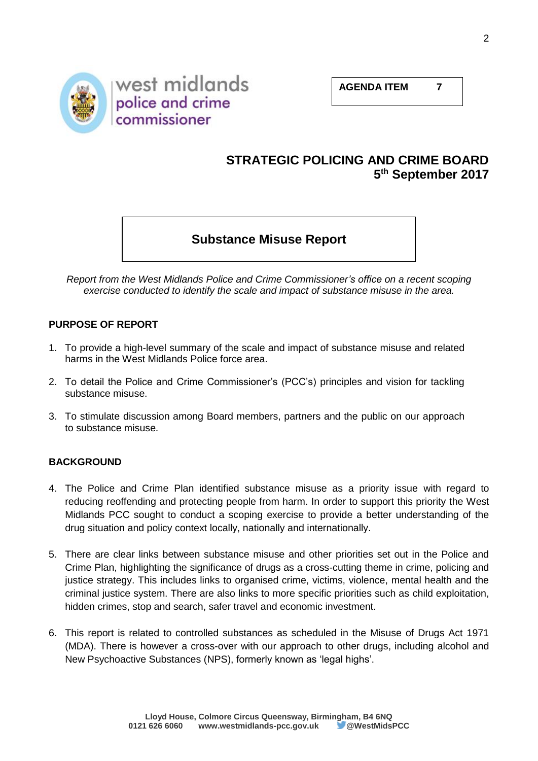west midlands police and crime commissioner

**AGENDA ITEM 7**

## STRATEGIC POLICING AND CRIME BOARD
**5th September 2017**

# Substance Misuse Report

*Report from the West Midlands Police and Crime Commissioner's office on a recent scoping exercise conducted to identify the scale and impact of substance misuse in the area.*

## PURPOSE OF REPORT

1. To provide a high-level summary of the scale and impact of substance misuse and related harms in the West Midlands Police force area.
2. To detail the Police and Crime Commissioner's (PCC's) principles and vision for tackling substance misuse.
3. To stimulate discussion among Board members, partners and the public on our approach to substance misuse.

## BACKGROUND

4. The Police and Crime Plan identified substance misuse as a priority issue with regard to reducing reoffending and protecting people from harm. In order to support this priority the West Midlands PCC sought to conduct a scoping exercise to provide a better understanding of the drug situation and policy context locally, nationally and internationally.
5. There are clear links between substance misuse and other priorities set out in the Police and Crime Plan, highlighting the significance of drugs as a cross-cutting theme in crime, policing and justice strategy. This includes links to organised crime, victims, violence, mental health and the criminal justice system. There are also links to more specific priorities such as child exploitation, hidden crimes, stop and search, safer travel and economic investment.
6. This report is related to controlled substances as scheduled in the Misuse of Drugs Act 1971 (MDA). There is however a cross-over with our approach to other drugs, including alcohol and New Psychoactive Substances (NPS), formerly known as 'legal highs'.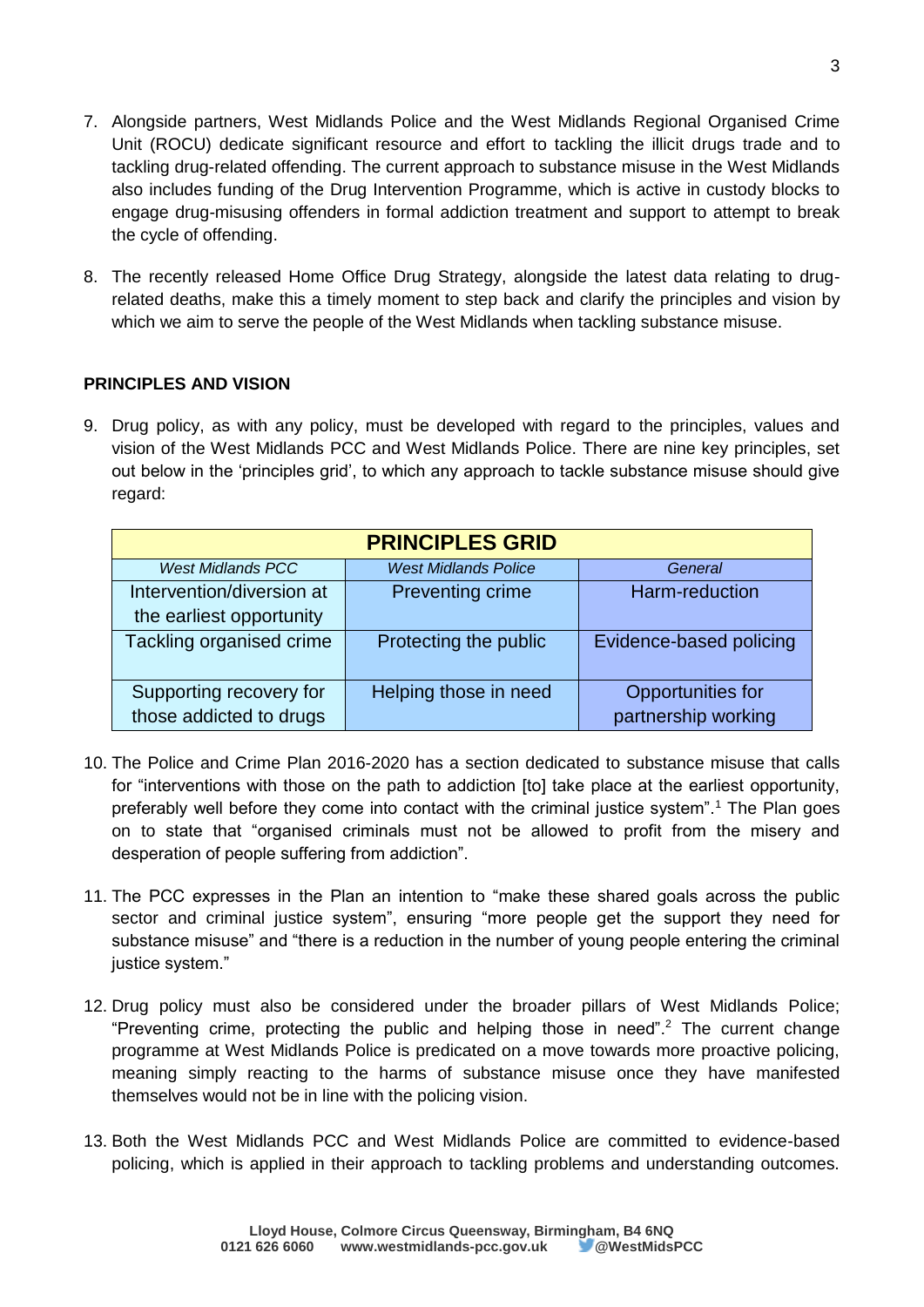7. Alongside partners, West Midlands Police and the West Midlands Regional Organised Crime Unit (ROCU) dedicate significant resource and effort to tackling the illicit drugs trade and to tackling drug-related offending. The current approach to substance misuse in the West Midlands also includes funding of the Drug Intervention Programme, which is active in custody blocks to engage drug-misusing offenders in formal addiction treatment and support to attempt to break the cycle of offending.

8. The recently released Home Office Drug Strategy, alongside the latest data relating to drug-related deaths, make this a timely moment to step back and clarify the principles and vision by which we aim to serve the people of the West Midlands when tackling substance misuse.

## PRINCIPLES AND VISION

9. Drug policy, as with any policy, must be developed with regard to the principles, values and vision of the West Midlands PCC and West Midlands Police. There are nine key principles, set out below in the 'principles grid', to which any approach to tackle substance misuse should give regard:

| **PRINCIPLES GRID** | | |
|---|---|---|
| *West Midlands PCC* | *West Midlands Police* | *General* |
| Intervention/diversion at the earliest opportunity | Preventing crime | Harm-reduction |
| Tackling organised crime | Protecting the public | Evidence-based policing |
| Supporting recovery for those addicted to drugs | Helping those in need | Opportunities for partnership working |

10. The Police and Crime Plan 2016-2020 has a section dedicated to substance misuse that calls for "interventions with those on the path to addiction [to] take place at the earliest opportunity, preferably well before they come into contact with the criminal justice system".[1] The Plan goes on to state that "organised criminals must not be allowed to profit from the misery and desperation of people suffering from addiction".

11. The PCC expresses in the Plan an intention to "make these shared goals across the public sector and criminal justice system", ensuring "more people get the support they need for substance misuse" and "there is a reduction in the number of young people entering the criminal justice system."

12. Drug policy must also be considered under the broader pillars of West Midlands Police; "Preventing crime, protecting the public and helping those in need".[2] The current change programme at West Midlands Police is predicated on a move towards more proactive policing, meaning simply reacting to the harms of substance misuse once they have manifested themselves would not be in line with the policing vision.

13. Both the West Midlands PCC and West Midlands Police are committed to evidence-based policing, which is applied in their approach to tackling problems and understanding outcomes.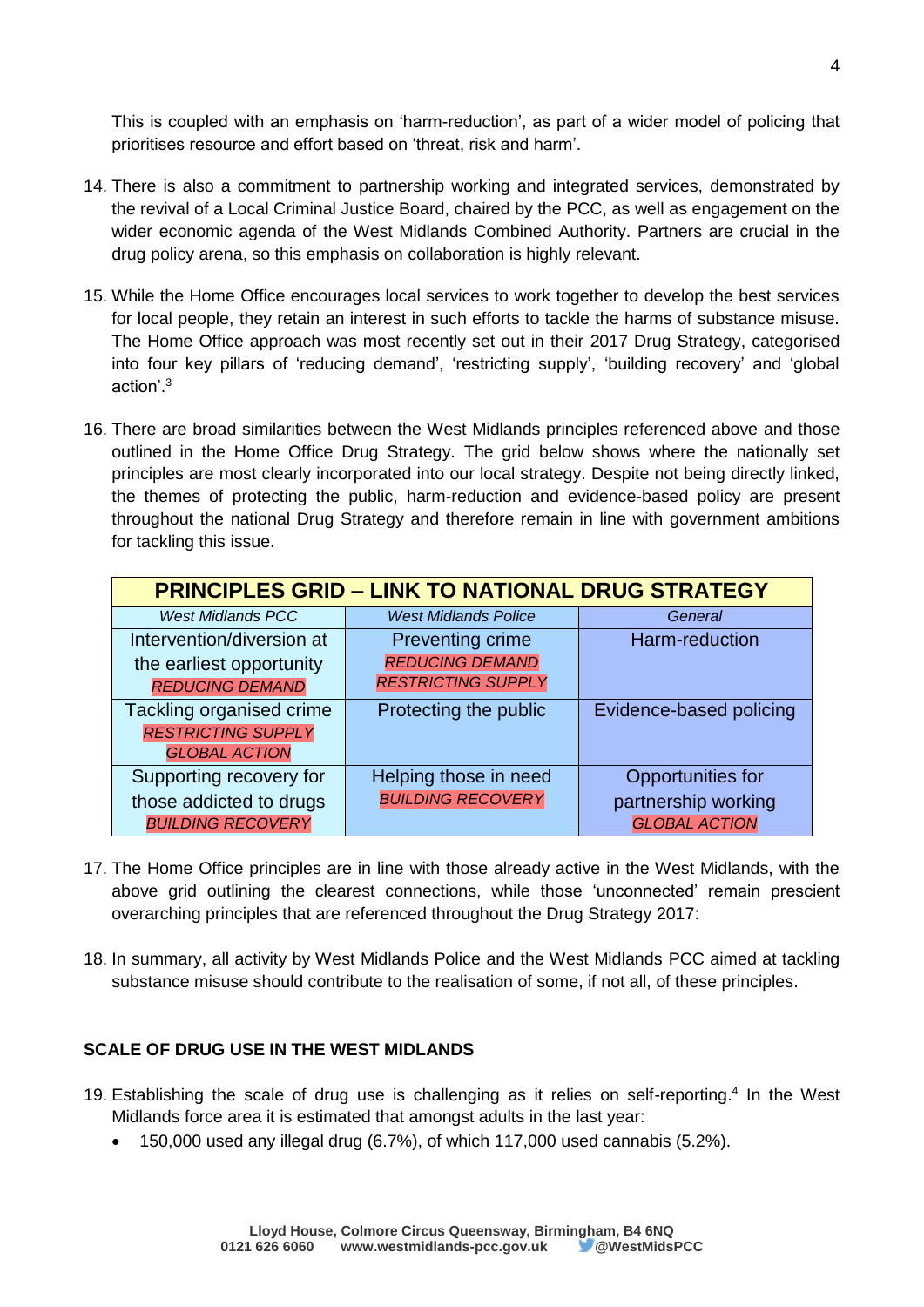This is coupled with an emphasis on 'harm-reduction', as part of a wider model of policing that prioritises resource and effort based on 'threat, risk and harm'.

14. There is also a commitment to partnership working and integrated services, demonstrated by the revival of a Local Criminal Justice Board, chaired by the PCC, as well as engagement on the wider economic agenda of the West Midlands Combined Authority. Partners are crucial in the drug policy arena, so this emphasis on collaboration is highly relevant.

15. While the Home Office encourages local services to work together to develop the best services for local people, they retain an interest in such efforts to tackle the harms of substance misuse. The Home Office approach was most recently set out in their 2017 Drug Strategy, categorised into four key pillars of 'reducing demand', 'restricting supply', 'building recovery' and 'global action'.[3]

16. There are broad similarities between the West Midlands principles referenced above and those outlined in the Home Office Drug Strategy. The grid below shows where the nationally set principles are most clearly incorporated into our local strategy. Despite not being directly linked, the themes of protecting the public, harm-reduction and evidence-based policy are present throughout the national Drug Strategy and therefore remain in line with government ambitions for tackling this issue.

| **PRINCIPLES GRID – LINK TO NATIONAL DRUG STRATEGY** | | |
|---|---|---|
| *West Midlands PCC* | *West Midlands Police* | *General* |
| Intervention/diversion at the earliest opportunity *REDUCING DEMAND* | Preventing crime *REDUCING DEMAND* *RESTRICTING SUPPLY* | Harm-reduction |
| Tackling organised crime *RESTRICTING SUPPLY* *GLOBAL ACTION* | Protecting the public | Evidence-based policing |
| Supporting recovery for those addicted to drugs *BUILDING RECOVERY* | Helping those in need *BUILDING RECOVERY* | Opportunities for partnership working *GLOBAL ACTION* |

17. The Home Office principles are in line with those already active in the West Midlands, with the above grid outlining the clearest connections, while those 'unconnected' remain prescient overarching principles that are referenced throughout the Drug Strategy 2017:

18. In summary, all activity by West Midlands Police and the West Midlands PCC aimed at tackling substance misuse should contribute to the realisation of some, if not all, of these principles.

**SCALE OF DRUG USE IN THE WEST MIDLANDS**

19. Establishing the scale of drug use is challenging as it relies on self-reporting.[4] In the West Midlands force area it is estimated that amongst adults in the last year:
    - 150,000 used any illegal drug (6.7%), of which 117,000 used cannabis (5.2%).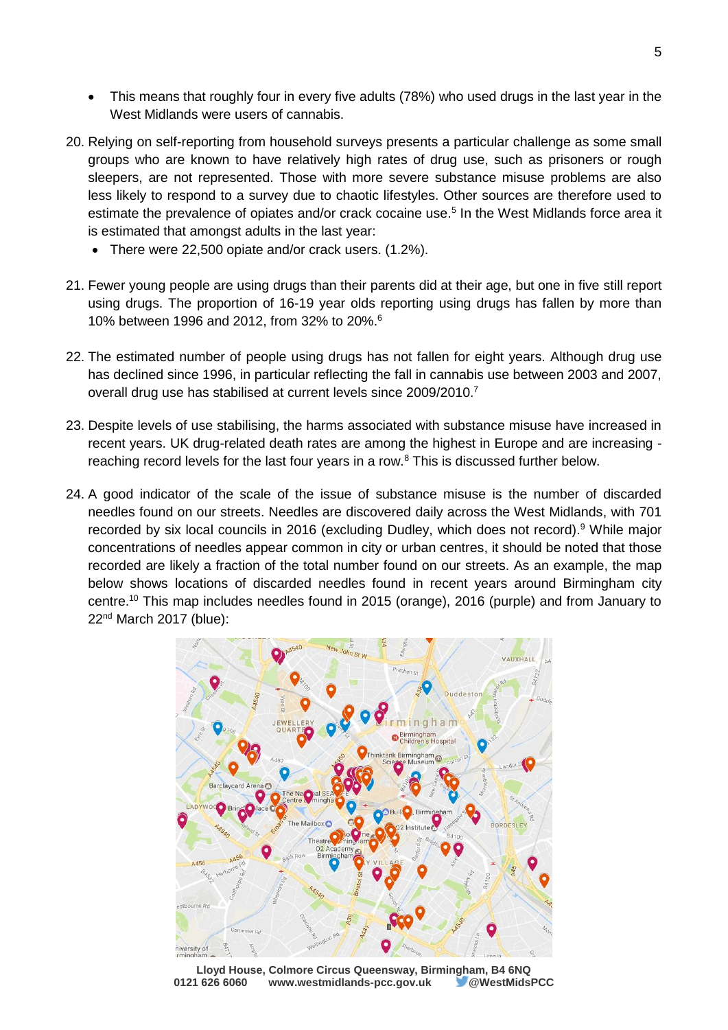- This means that roughly four in every five adults (78%) who used drugs in the last year in the West Midlands were users of cannabis.

20. Relying on self-reporting from household surveys presents a particular challenge as some small groups who are known to have relatively high rates of drug use, such as prisoners or rough sleepers, are not represented. Those with more severe substance misuse problems are also less likely to respond to a survey due to chaotic lifestyles. Other sources are therefore used to estimate the prevalence of opiates and/or crack cocaine use.[5] In the West Midlands force area it is estimated that amongst adults in the last year:
    - There were 22,500 opiate and/or crack users. (1.2%).

21. Fewer young people are using drugs than their parents did at their age, but one in five still report using drugs. The proportion of 16-19 year olds reporting using drugs has fallen by more than 10% between 1996 and 2012, from 32% to 20%.[6]

22. The estimated number of people using drugs has not fallen for eight years. Although drug use has declined since 1996, in particular reflecting the fall in cannabis use between 2003 and 2007, overall drug use has stabilised at current levels since 2009/2010.[7]

23. Despite levels of use stabilising, the harms associated with substance misuse have increased in recent years. UK drug-related death rates are among the highest in Europe and are increasing - reaching record levels for the last four years in a row.[8] This is discussed further below.

24. A good indicator of the scale of the issue of substance misuse is the number of discarded needles found on our streets. Needles are discovered daily across the West Midlands, with 701 recorded by six local councils in 2016 (excluding Dudley, which does not record).[9] While major concentrations of needles appear common in city or urban centres, it should be noted that those recorded are likely a fraction of the total number found on our streets. As an example, the map below shows locations of discarded needles found in recent years around Birmingham city centre.[10] This map includes needles found in 2015 (orange), 2016 (purple) and from January to 22nd March 2017 (blue):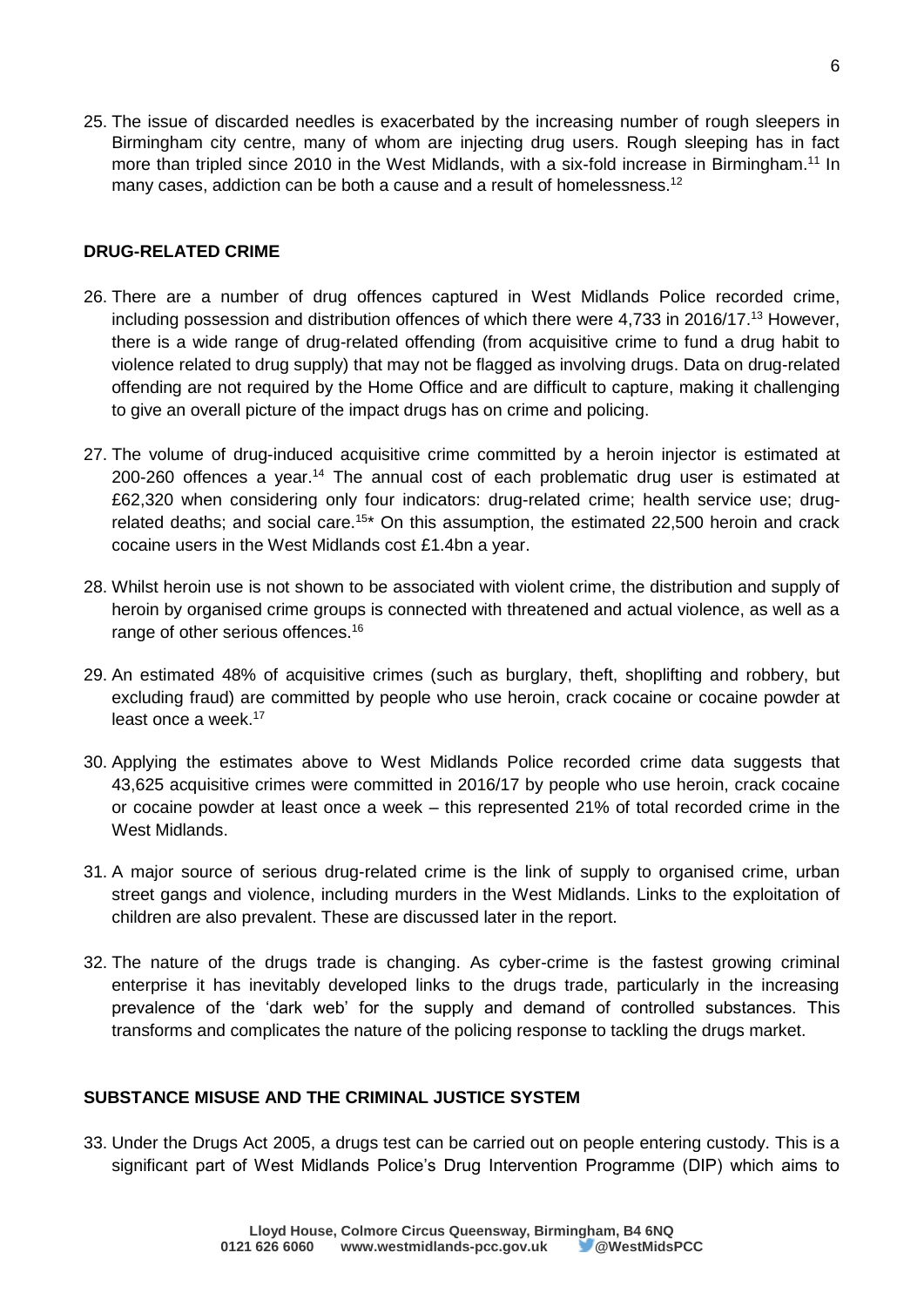25. The issue of discarded needles is exacerbated by the increasing number of rough sleepers in Birmingham city centre, many of whom are injecting drug users. Rough sleeping has in fact more than tripled since 2010 in the West Midlands, with a six-fold increase in Birmingham.[11] In many cases, addiction can be both a cause and a result of homelessness.[12]

## DRUG-RELATED CRIME

26. There are a number of drug offences captured in West Midlands Police recorded crime, including possession and distribution offences of which there were 4,733 in 2016/17.[13] However, there is a wide range of drug-related offending (from acquisitive crime to fund a drug habit to violence related to drug supply) that may not be flagged as involving drugs. Data on drug-related offending are not required by the Home Office and are difficult to capture, making it challenging to give an overall picture of the impact drugs has on crime and policing.

27. The volume of drug-induced acquisitive crime committed by a heroin injector is estimated at 200-260 offences a year.[14] The annual cost of each problematic drug user is estimated at £62,320 when considering only four indicators: drug-related crime; health service use; drug-related deaths; and social care.[15]* On this assumption, the estimated 22,500 heroin and crack cocaine users in the West Midlands cost £1.4bn a year.

28. Whilst heroin use is not shown to be associated with violent crime, the distribution and supply of heroin by organised crime groups is connected with threatened and actual violence, as well as a range of other serious offences.[16]

29. An estimated 48% of acquisitive crimes (such as burglary, theft, shoplifting and robbery, but excluding fraud) are committed by people who use heroin, crack cocaine or cocaine powder at least once a week.[17]

30. Applying the estimates above to West Midlands Police recorded crime data suggests that 43,625 acquisitive crimes were committed in 2016/17 by people who use heroin, crack cocaine or cocaine powder at least once a week – this represented 21% of total recorded crime in the West Midlands.

31. A major source of serious drug-related crime is the link of supply to organised crime, urban street gangs and violence, including murders in the West Midlands. Links to the exploitation of children are also prevalent. These are discussed later in the report.

32. The nature of the drugs trade is changing. As cyber-crime is the fastest growing criminal enterprise it has inevitably developed links to the drugs trade, particularly in the increasing prevalence of the 'dark web' for the supply and demand of controlled substances. This transforms and complicates the nature of the policing response to tackling the drugs market.

## SUBSTANCE MISUSE AND THE CRIMINAL JUSTICE SYSTEM

33. Under the Drugs Act 2005, a drugs test can be carried out on people entering custody. This is a significant part of West Midlands Police's Drug Intervention Programme (DIP) which aims to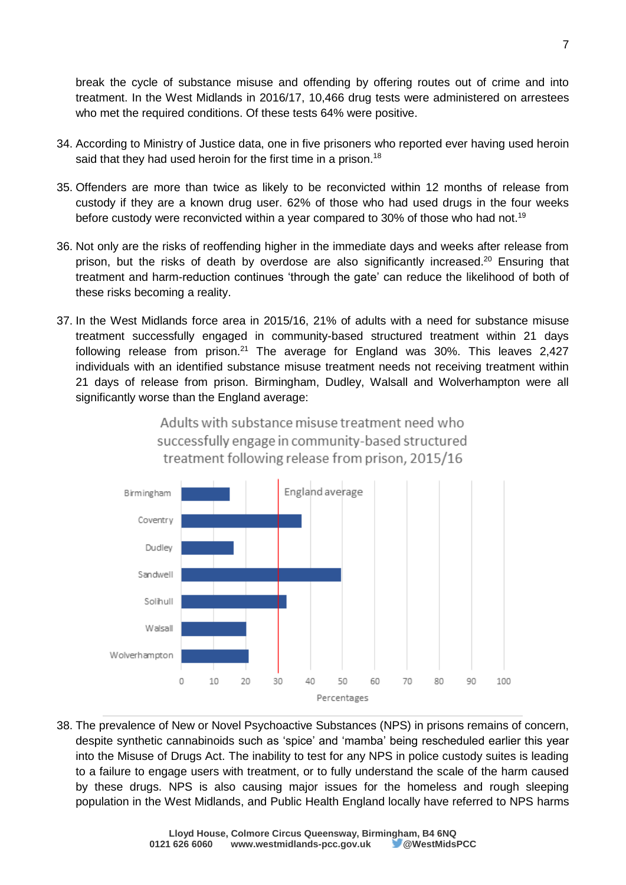break the cycle of substance misuse and offending by offering routes out of crime and into treatment. In the West Midlands in 2016/17, 10,466 drug tests were administered on arrestees who met the required conditions. Of these tests 64% were positive.

34. According to Ministry of Justice data, one in five prisoners who reported ever having used heroin said that they had used heroin for the first time in a prison.[18]

35. Offenders are more than twice as likely to be reconvicted within 12 months of release from custody if they are a known drug user. 62% of those who had used drugs in the four weeks before custody were reconvicted within a year compared to 30% of those who had not.[19]

36. Not only are the risks of reoffending higher in the immediate days and weeks after release from prison, but the risks of death by overdose are also significantly increased.[20] Ensuring that treatment and harm-reduction continues 'through the gate' can reduce the likelihood of both of these risks becoming a reality.

37. In the West Midlands force area in 2015/16, 21% of adults with a need for substance misuse treatment successfully engaged in community-based structured treatment within 21 days following release from prison.[21] The average for England was 30%. This leaves 2,427 individuals with an identified substance misuse treatment needs not receiving treatment within 21 days of release from prison. Birmingham, Dudley, Walsall and Wolverhampton were all significantly worse than the England average:

Adults with substance misuse treatment need who successfully engage in community-based structured treatment following release from prison, 2015/16

38. The prevalence of New or Novel Psychoactive Substances (NPS) in prisons remains of concern, despite synthetic cannabinoids such as 'spice' and 'mamba' being rescheduled earlier this year into the Misuse of Drugs Act. The inability to test for any NPS in police custody suites is leading to a failure to engage users with treatment, or to fully understand the scale of the harm caused by these drugs. NPS is also causing major issues for the homeless and rough sleeping population in the West Midlands, and Public Health England locally have referred to NPS harms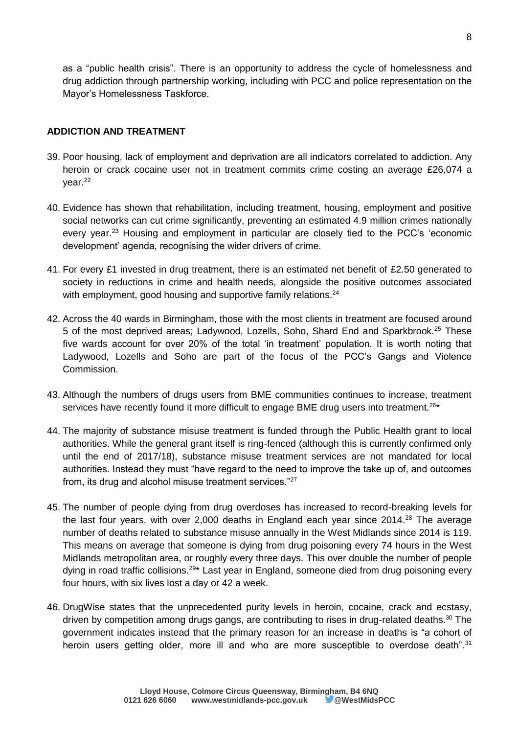as a "public health crisis". There is an opportunity to address the cycle of homelessness and drug addiction through partnership working, including with PCC and police representation on the Mayor's Homelessness Taskforce.

## ADDICTION AND TREATMENT

39. Poor housing, lack of employment and deprivation are all indicators correlated to addiction. Any heroin or crack cocaine user not in treatment commits crime costing an average £26,074 a year.[22]

40. Evidence has shown that rehabilitation, including treatment, housing, employment and positive social networks can cut crime significantly, preventing an estimated 4.9 million crimes nationally every year.[23] Housing and employment in particular are closely tied to the PCC's 'economic development' agenda, recognising the wider drivers of crime.

41. For every £1 invested in drug treatment, there is an estimated net benefit of £2.50 generated to society in reductions in crime and health needs, alongside the positive outcomes associated with employment, good housing and supportive family relations.[24]

42. Across the 40 wards in Birmingham, those with the most clients in treatment are focused around 5 of the most deprived areas; Ladywood, Lozells, Soho, Shard End and Sparkbrook.[25] These five wards account for over 20% of the total 'in treatment' population. It is worth noting that Ladywood, Lozells and Soho are part of the focus of the PCC's Gangs and Violence Commission.

43. Although the numbers of drugs users from BME communities continues to increase, treatment services have recently found it more difficult to engage BME drug users into treatment.[26]*

44. The majority of substance misuse treatment is funded through the Public Health grant to local authorities. While the general grant itself is ring-fenced (although this is currently confirmed only until the end of 2017/18), substance misuse treatment services are not mandated for local authorities. Instead they must "have regard to the need to improve the take up of, and outcomes from, its drug and alcohol misuse treatment services."[27]

45. The number of people dying from drug overdoses has increased to record-breaking levels for the last four years, with over 2,000 deaths in England each year since 2014.[28] The average number of deaths related to substance misuse annually in the West Midlands since 2014 is 119. This means on average that someone is dying from drug poisoning every 74 hours in the West Midlands metropolitan area, or roughly every three days. This over double the number of people dying in road traffic collisions.[29]* Last year in England, someone died from drug poisoning every four hours, with six lives lost a day or 42 a week.

46. DrugWise states that the unprecedented purity levels in heroin, cocaine, crack and ecstasy, driven by competition among drugs gangs, are contributing to rises in drug-related deaths.[30] The government indicates instead that the primary reason for an increase in deaths is "a cohort of heroin users getting older, more ill and who are more susceptible to overdose death".[31]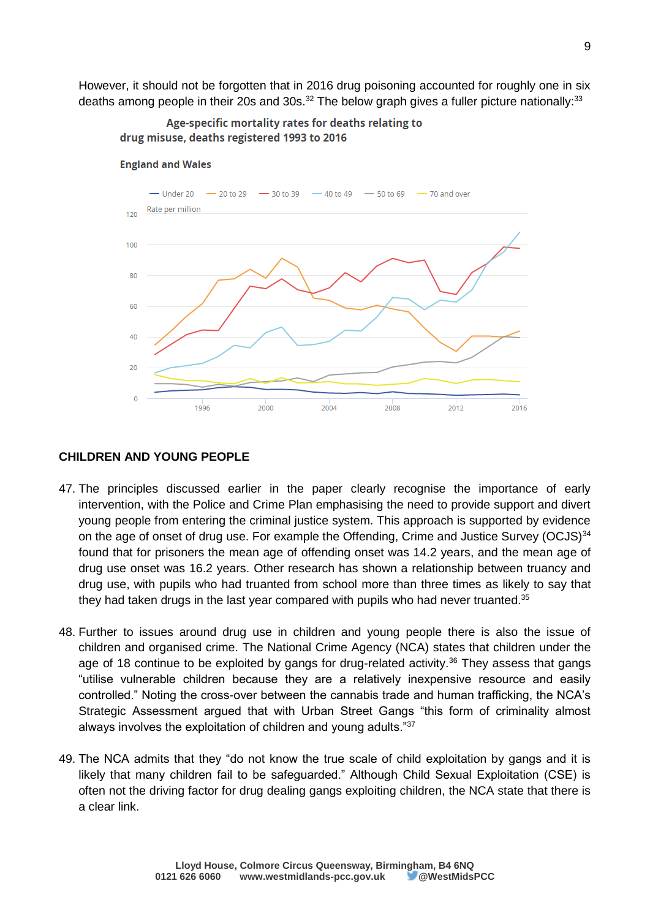However, it should not be forgotten that in 2016 drug poisoning accounted for roughly one in six deaths among people in their 20s and 30s.[32] The below graph gives a fuller picture nationally:[33]

Age-specific mortality rates for deaths relating to drug misuse, deaths registered 1993 to 2016

England and Wales

## CHILDREN AND YOUNG PEOPLE

47. The principles discussed earlier in the paper clearly recognise the importance of early intervention, with the Police and Crime Plan emphasising the need to provide support and divert young people from entering the criminal justice system. This approach is supported by evidence on the age of onset of drug use. For example the Offending, Crime and Justice Survey (OCJS)[34] found that for prisoners the mean age of offending onset was 14.2 years, and the mean age of drug use onset was 16.2 years. Other research has shown a relationship between truancy and drug use, with pupils who had truanted from school more than three times as likely to say that they had taken drugs in the last year compared with pupils who had never truanted.[35]

48. Further to issues around drug use in children and young people there is also the issue of children and organised crime. The National Crime Agency (NCA) states that children under the age of 18 continue to be exploited by gangs for drug-related activity.[36] They assess that gangs "utilise vulnerable children because they are a relatively inexpensive resource and easily controlled." Noting the cross-over between the cannabis trade and human trafficking, the NCA's Strategic Assessment argued that with Urban Street Gangs "this form of criminality almost always involves the exploitation of children and young adults."[37]

49. The NCA admits that they "do not know the true scale of child exploitation by gangs and it is likely that many children fail to be safeguarded." Although Child Sexual Exploitation (CSE) is often not the driving factor for drug dealing gangs exploiting children, the NCA state that there is a clear link.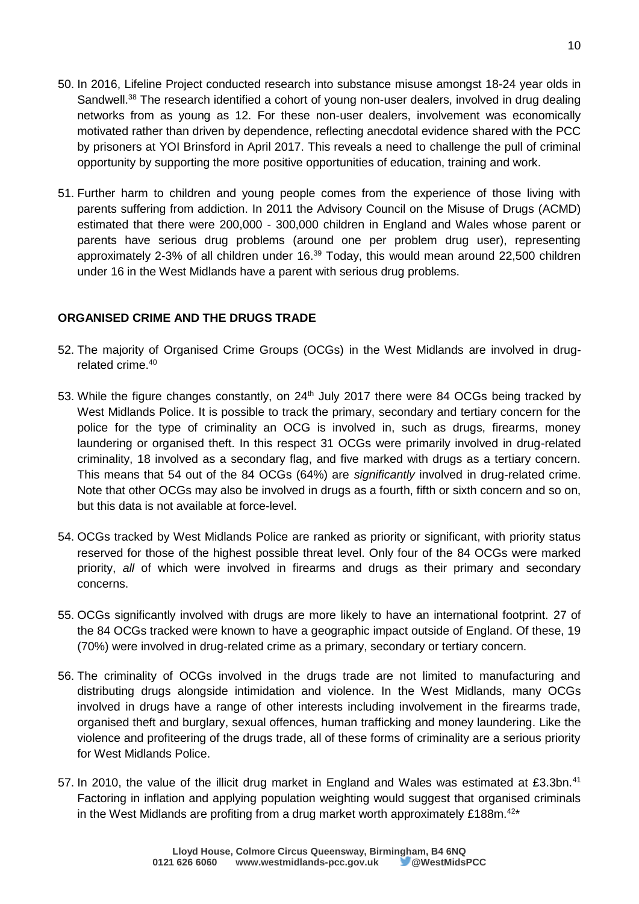50. In 2016, Lifeline Project conducted research into substance misuse amongst 18-24 year olds in Sandwell.[38] The research identified a cohort of young non-user dealers, involved in drug dealing networks from as young as 12. For these non-user dealers, involvement was economically motivated rather than driven by dependence, reflecting anecdotal evidence shared with the PCC by prisoners at YOI Brinsford in April 2017. This reveals a need to challenge the pull of criminal opportunity by supporting the more positive opportunities of education, training and work.

51. Further harm to children and young people comes from the experience of those living with parents suffering from addiction. In 2011 the Advisory Council on the Misuse of Drugs (ACMD) estimated that there were 200,000 - 300,000 children in England and Wales whose parent or parents have serious drug problems (around one per problem drug user), representing approximately 2-3% of all children under 16.[39] Today, this would mean around 22,500 children under 16 in the West Midlands have a parent with serious drug problems.

**ORGANISED CRIME AND THE DRUGS TRADE**

52. The majority of Organised Crime Groups (OCGs) in the West Midlands are involved in drug-related crime.[40]

53. While the figure changes constantly, on 24th July 2017 there were 84 OCGs being tracked by West Midlands Police. It is possible to track the primary, secondary and tertiary concern for the police for the type of criminality an OCG is involved in, such as drugs, firearms, money laundering or organised theft. In this respect 31 OCGs were primarily involved in drug-related criminality, 18 involved as a secondary flag, and five marked with drugs as a tertiary concern. This means that 54 out of the 84 OCGs (64%) are *significantly* involved in drug-related crime. Note that other OCGs may also be involved in drugs as a fourth, fifth or sixth concern and so on, but this data is not available at force-level.

54. OCGs tracked by West Midlands Police are ranked as priority or significant, with priority status reserved for those of the highest possible threat level. Only four of the 84 OCGs were marked priority, *all* of which were involved in firearms and drugs as their primary and secondary concerns.

55. OCGs significantly involved with drugs are more likely to have an international footprint. 27 of the 84 OCGs tracked were known to have a geographic impact outside of England. Of these, 19 (70%) were involved in drug-related crime as a primary, secondary or tertiary concern.

56. The criminality of OCGs involved in the drugs trade are not limited to manufacturing and distributing drugs alongside intimidation and violence. In the West Midlands, many OCGs involved in drugs have a range of other interests including involvement in the firearms trade, organised theft and burglary, sexual offences, human trafficking and money laundering. Like the violence and profiteering of the drugs trade, all of these forms of criminality are a serious priority for West Midlands Police.

57. In 2010, the value of the illicit drug market in England and Wales was estimated at £3.3bn.[41] Factoring in inflation and applying population weighting would suggest that organised criminals in the West Midlands are profiting from a drug market worth approximately £188m.[42]*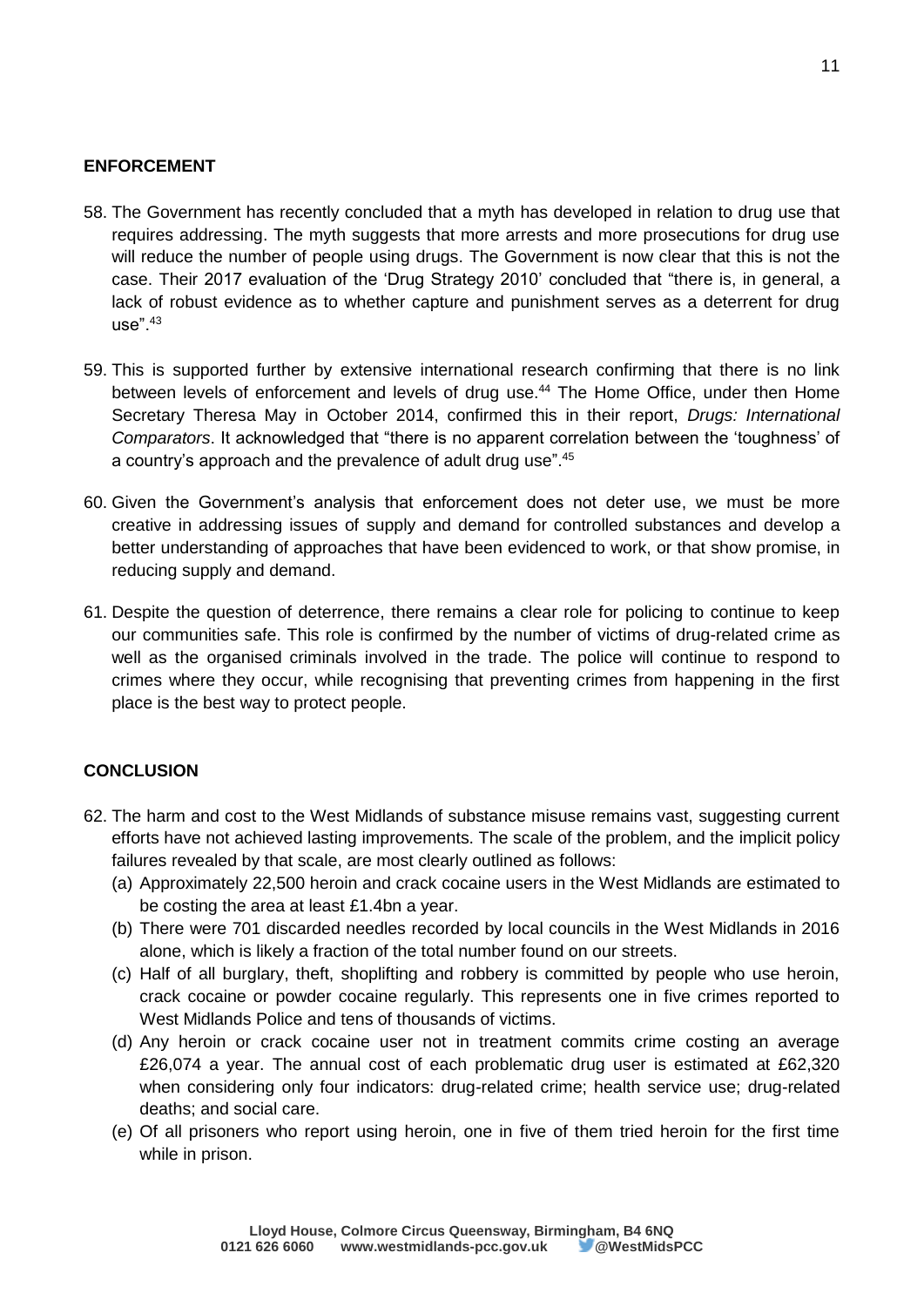## ENFORCEMENT

58. The Government has recently concluded that a myth has developed in relation to drug use that requires addressing. The myth suggests that more arrests and more prosecutions for drug use will reduce the number of people using drugs. The Government is now clear that this is not the case. Their 2017 evaluation of the 'Drug Strategy 2010' concluded that "there is, in general, a lack of robust evidence as to whether capture and punishment serves as a deterrent for drug use".[43]

59. This is supported further by extensive international research confirming that there is no link between levels of enforcement and levels of drug use.[44] The Home Office, under then Home Secretary Theresa May in October 2014, confirmed this in their report, *Drugs: International Comparators*. It acknowledged that "there is no apparent correlation between the 'toughness' of a country's approach and the prevalence of adult drug use".[45]

60. Given the Government's analysis that enforcement does not deter use, we must be more creative in addressing issues of supply and demand for controlled substances and develop a better understanding of approaches that have been evidenced to work, or that show promise, in reducing supply and demand.

61. Despite the question of deterrence, there remains a clear role for policing to continue to keep our communities safe. This role is confirmed by the number of victims of drug-related crime as well as the organised criminals involved in the trade. The police will continue to respond to crimes where they occur, while recognising that preventing crimes from happening in the first place is the best way to protect people.

## CONCLUSION

62. The harm and cost to the West Midlands of substance misuse remains vast, suggesting current efforts have not achieved lasting improvements. The scale of the problem, and the implicit policy failures revealed by that scale, are most clearly outlined as follows:
    (a) Approximately 22,500 heroin and crack cocaine users in the West Midlands are estimated to be costing the area at least £1.4bn a year.
    (b) There were 701 discarded needles recorded by local councils in the West Midlands in 2016 alone, which is likely a fraction of the total number found on our streets.
    (c) Half of all burglary, theft, shoplifting and robbery is committed by people who use heroin, crack cocaine or powder cocaine regularly. This represents one in five crimes reported to West Midlands Police and tens of thousands of victims.
    (d) Any heroin or crack cocaine user not in treatment commits crime costing an average £26,074 a year. The annual cost of each problematic drug user is estimated at £62,320 when considering only four indicators: drug-related crime; health service use; drug-related deaths; and social care.
    (e) Of all prisoners who report using heroin, one in five of them tried heroin for the first time while in prison.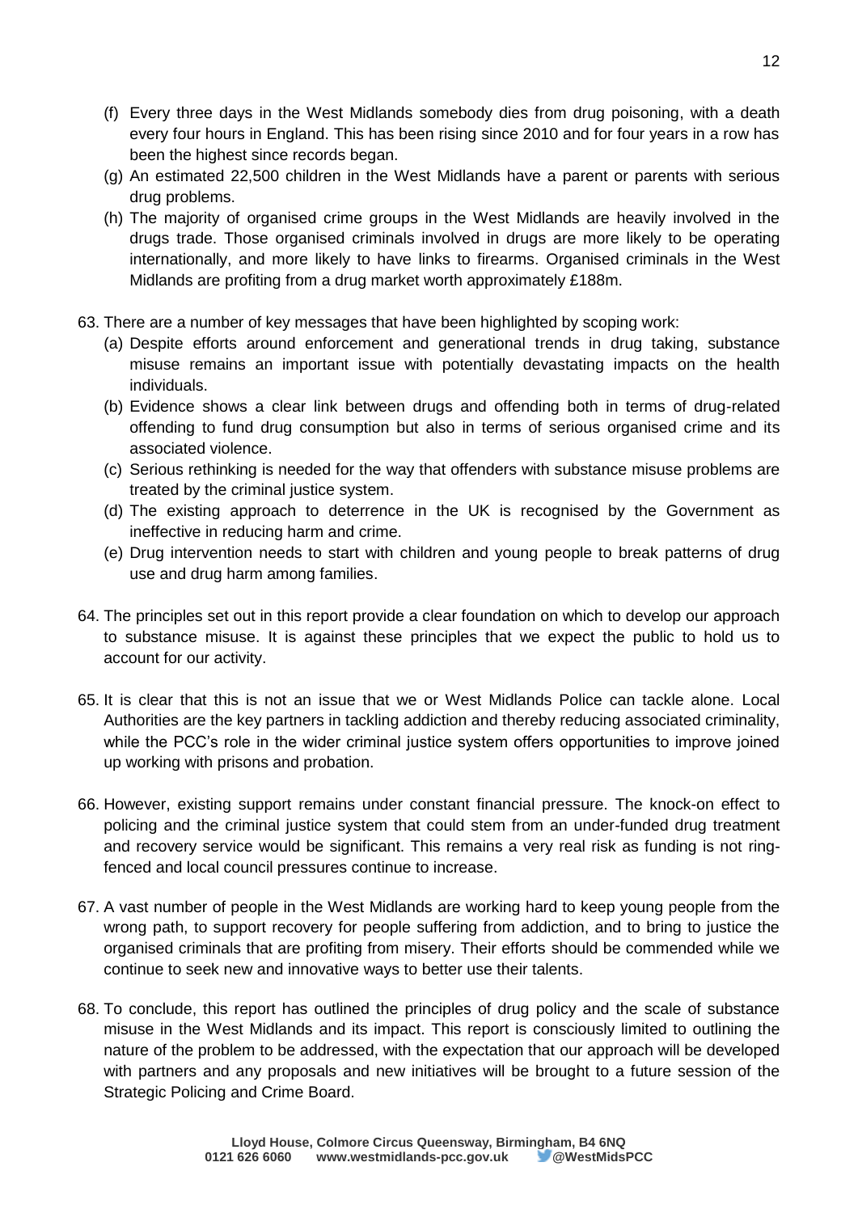(f) Every three days in the West Midlands somebody dies from drug poisoning, with a death every four hours in England. This has been rising since 2010 and for four years in a row has been the highest since records began.

(g) An estimated 22,500 children in the West Midlands have a parent or parents with serious drug problems.

(h) The majority of organised crime groups in the West Midlands are heavily involved in the drugs trade. Those organised criminals involved in drugs are more likely to be operating internationally, and more likely to have links to firearms. Organised criminals in the West Midlands are profiting from a drug market worth approximately £188m.

63. There are a number of key messages that have been highlighted by scoping work:

    (a) Despite efforts around enforcement and generational trends in drug taking, substance misuse remains an important issue with potentially devastating impacts on the health individuals.

    (b) Evidence shows a clear link between drugs and offending both in terms of drug-related offending to fund drug consumption but also in terms of serious organised crime and its associated violence.

    (c) Serious rethinking is needed for the way that offenders with substance misuse problems are treated by the criminal justice system.

    (d) The existing approach to deterrence in the UK is recognised by the Government as ineffective in reducing harm and crime.

    (e) Drug intervention needs to start with children and young people to break patterns of drug use and drug harm among families.

64. The principles set out in this report provide a clear foundation on which to develop our approach to substance misuse. It is against these principles that we expect the public to hold us to account for our activity.

65. It is clear that this is not an issue that we or West Midlands Police can tackle alone. Local Authorities are the key partners in tackling addiction and thereby reducing associated criminality, while the PCC's role in the wider criminal justice system offers opportunities to improve joined up working with prisons and probation.

66. However, existing support remains under constant financial pressure. The knock-on effect to policing and the criminal justice system that could stem from an under-funded drug treatment and recovery service would be significant. This remains a very real risk as funding is not ring-fenced and local council pressures continue to increase.

67. A vast number of people in the West Midlands are working hard to keep young people from the wrong path, to support recovery for people suffering from addiction, and to bring to justice the organised criminals that are profiting from misery. Their efforts should be commended while we continue to seek new and innovative ways to better use their talents.

68. To conclude, this report has outlined the principles of drug policy and the scale of substance misuse in the West Midlands and its impact. This report is consciously limited to outlining the nature of the problem to be addressed, with the expectation that our approach will be developed with partners and any proposals and new initiatives will be brought to a future session of the Strategic Policing and Crime Board.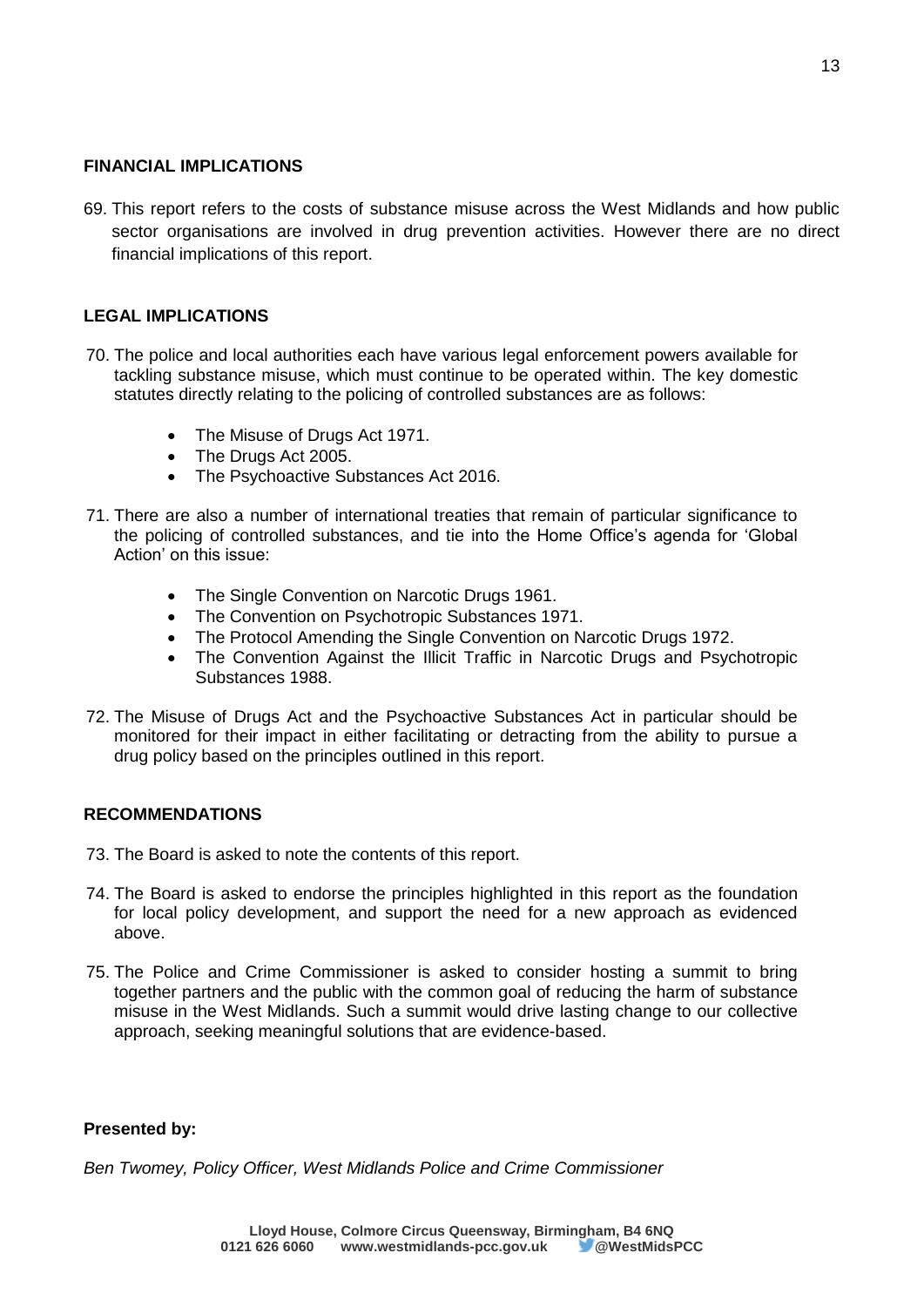## FINANCIAL IMPLICATIONS

69. This report refers to the costs of substance misuse across the West Midlands and how public sector organisations are involved in drug prevention activities. However there are no direct financial implications of this report.

## LEGAL IMPLICATIONS

70. The police and local authorities each have various legal enforcement powers available for tackling substance misuse, which must continue to be operated within. The key domestic statutes directly relating to the policing of controlled substances are as follows:

    - The Misuse of Drugs Act 1971.
    - The Drugs Act 2005.
    - The Psychoactive Substances Act 2016.

71. There are also a number of international treaties that remain of particular significance to the policing of controlled substances, and tie into the Home Office's agenda for 'Global Action' on this issue:

    - The Single Convention on Narcotic Drugs 1961.
    - The Convention on Psychotropic Substances 1971.
    - The Protocol Amending the Single Convention on Narcotic Drugs 1972.
    - The Convention Against the Illicit Traffic in Narcotic Drugs and Psychotropic Substances 1988.

72. The Misuse of Drugs Act and the Psychoactive Substances Act in particular should be monitored for their impact in either facilitating or detracting from the ability to pursue a drug policy based on the principles outlined in this report.

## RECOMMENDATIONS

73. The Board is asked to note the contents of this report.

74. The Board is asked to endorse the principles highlighted in this report as the foundation for local policy development, and support the need for a new approach as evidenced above.

75. The Police and Crime Commissioner is asked to consider hosting a summit to bring together partners and the public with the common goal of reducing the harm of substance misuse in the West Midlands. Such a summit would drive lasting change to our collective approach, seeking meaningful solutions that are evidence-based.

**Presented by:**

*Ben Twomey, Policy Officer, West Midlands Police and Crime Commissioner*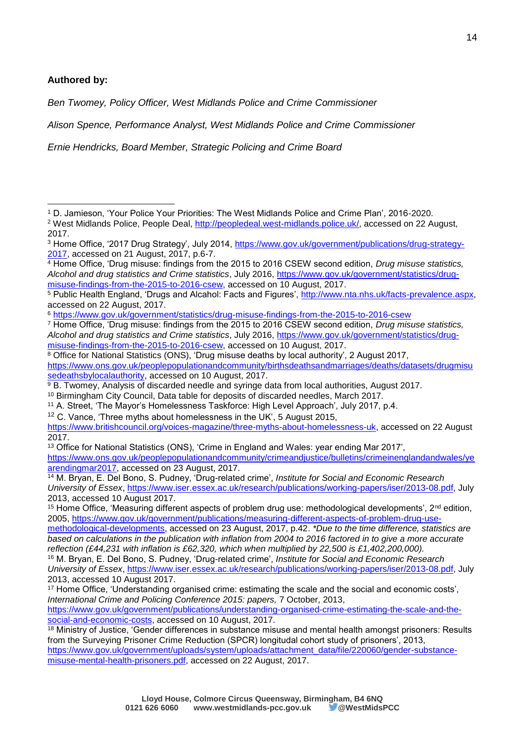**Authored by:**

*Ben Twomey, Policy Officer, West Midlands Police and Crime Commissioner*

*Alison Spence, Performance Analyst, West Midlands Police and Crime Commissioner*

*Ernie Hendricks, Board Member, Strategic Policing and Crime Board*

---

[1] D. Jamieson, 'Your Police Your Priorities: The West Midlands Police and Crime Plan', 2016-2020.

[2] West Midlands Police, People Deal, http://peopledeal.west-midlands.police.uk/, accessed on 22 August, 2017.

[3] Home Office, '2017 Drug Strategy', July 2014, https://www.gov.uk/government/publications/drug-strategy-2017, accessed on 21 August, 2017, p.6-7.

[4] Home Office, 'Drug misuse: findings from the 2015 to 2016 CSEW second edition, *Drug misuse statistics, Alcohol and drug statistics and Crime statistics*, July 2016, https://www.gov.uk/government/statistics/drug-misuse-findings-from-the-2015-to-2016-csew, accessed on 10 August, 2017.

[5] Public Health England, 'Drugs and Alcohol: Facts and Figures', http://www.nta.nhs.uk/facts-prevalence.aspx, accessed on 22 August, 2017.

[6] https://www.gov.uk/government/statistics/drug-misuse-findings-from-the-2015-to-2016-csew

[7] Home Office, 'Drug misuse: findings from the 2015 to 2016 CSEW second edition, *Drug misuse statistics, Alcohol and drug statistics and Crime statistics*, July 2016, https://www.gov.uk/government/statistics/drug-misuse-findings-from-the-2015-to-2016-csew, accessed on 10 August, 2017.

[8] Office for National Statistics (ONS), 'Drug misuse deaths by local authority', 2 August 2017, https://www.ons.gov.uk/peoplepopulationandcommunity/birthsdeathsandmarriages/deaths/datasets/drugmisusedeathsbylocalauthority, accessed on 10 August, 2017.

[9] B. Twomey, Analysis of discarded needle and syringe data from local authorities, August 2017.

[10] Birmingham City Council, Data table for deposits of discarded needles, March 2017.

[11] A. Street, 'The Mayor's Homelessness Taskforce: High Level Approach', July 2017, p.4.

[12] C. Vance, 'Three myths about homelessness in the UK', 5 August 2015, https://www.britishcouncil.org/voices-magazine/three-myths-about-homelessness-uk, accessed on 22 August 2017.

[13] Office for National Statistics (ONS), 'Crime in England and Wales: year ending Mar 2017', https://www.ons.gov.uk/peoplepopulationandcommunity/crimeandjustice/bulletins/crimeinenglandandwales/yearendingmar2017, accessed on 23 August, 2017.

[14] M. Bryan, E. Del Bono, S. Pudney, 'Drug-related crime', *Institute for Social and Economic Research University of Essex*, https://www.iser.essex.ac.uk/research/publications/working-papers/iser/2013-08.pdf, July 2013, accessed 10 August 2017.

[15] Home Office, 'Measuring different aspects of problem drug use: methodological developments', 2nd edition, 2005, https://www.gov.uk/government/publications/measuring-different-aspects-of-problem-drug-use-methodological-developments, accessed on 23 August, 2017, p.42. *\*Due to the time difference, statistics are based on calculations in the publication with inflation from 2004 to 2016 factored in to give a more accurate reflection (£44,231 with inflation is £62,320, which when multiplied by 22,500 is £1,402,200,000).*

[16] M. Bryan, E. Del Bono, S. Pudney, 'Drug-related crime', *Institute for Social and Economic Research University of Essex*, https://www.iser.essex.ac.uk/research/publications/working-papers/iser/2013-08.pdf, July 2013, accessed 10 August 2017.

[17] Home Office, 'Understanding organised crime: estimating the scale and the social and economic costs', *International Crime and Policing Conference 2015: papers,* 7 October, 2013, https://www.gov.uk/government/publications/understanding-organised-crime-estimating-the-scale-and-the-social-and-economic-costs, accessed on 10 August, 2017.

[18] Ministry of Justice, 'Gender differences in substance misuse and mental health amongst prisoners: Results from the Surveying Prisoner Crime Reduction (SPCR) longitudal cohort study of prisoners', 2013, https://www.gov.uk/government/uploads/system/uploads/attachment_data/file/220060/gender-substance-misuse-mental-health-prisoners.pdf, accessed on 22 August, 2017.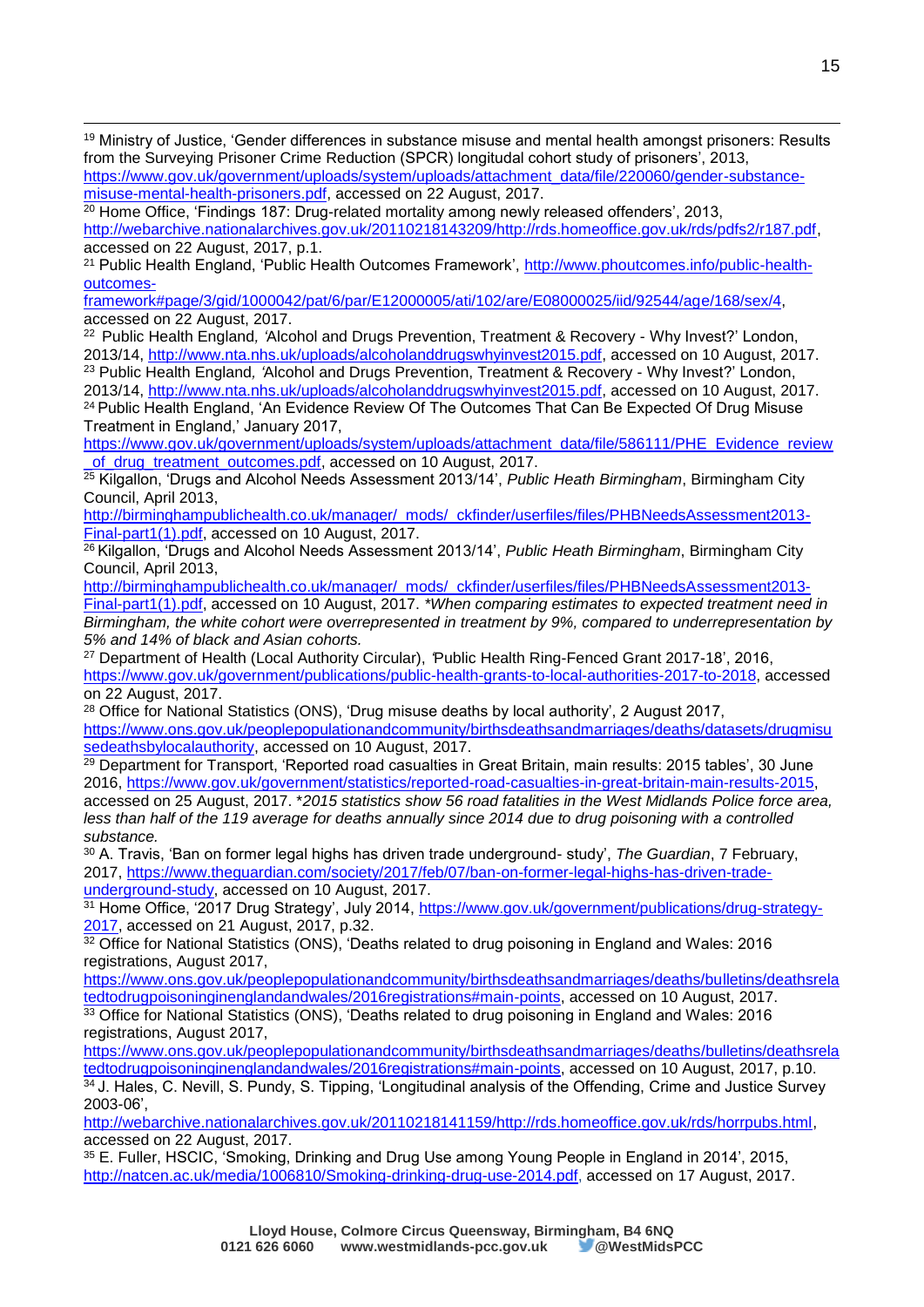[19] Ministry of Justice, 'Gender differences in substance misuse and mental health amongst prisoners: Results from the Surveying Prisoner Crime Reduction (SPCR) longitudinal cohort study of prisoners', 2013, https://www.gov.uk/government/uploads/system/uploads/attachment_data/file/220060/gender-substance-misuse-mental-health-prisoners.pdf, accessed on 22 August, 2017.

[20] Home Office, 'Findings 187: Drug-related mortality among newly released offenders', 2013, http://webarchive.nationalarchives.gov.uk/20110218143209/http://rds.homeoffice.gov.uk/rds/pdfs2/r187.pdf, accessed on 22 August, 2017, p.1.

[21] Public Health England, 'Public Health Outcomes Framework', http://www.phoutcomes.info/public-health-outcomes-framework#page/3/gid/1000042/pat/6/par/E12000005/ati/102/are/E08000025/iid/92544/age/168/sex/4, accessed on 22 August, 2017.

[22] Public Health England, 'Alcohol and Drugs Prevention, Treatment & Recovery - Why Invest?' London, 2013/14, http://www.nta.nhs.uk/uploads/alcoholanddrugswhyinvest2015.pdf, accessed on 10 August, 2017.

[23] Public Health England, 'Alcohol and Drugs Prevention, Treatment & Recovery - Why Invest?' London, 2013/14, http://www.nta.nhs.uk/uploads/alcoholanddrugswhyinvest2015.pdf, accessed on 10 August, 2017.

[24] Public Health England, 'An Evidence Review Of The Outcomes That Can Be Expected Of Drug Misuse Treatment in England,' January 2017, https://www.gov.uk/government/uploads/system/uploads/attachment_data/file/586111/PHE_Evidence_review_of_drug_treatment_outcomes.pdf, accessed on 10 August, 2017.

[25] Kilgallon, 'Drugs and Alcohol Needs Assessment 2013/14', *Public Heath Birmingham*, Birmingham City Council, April 2013, http://birminghampublichealth.co.uk/manager/_mods/_ckfinder/userfiles/files/PHBNeedsAssessment2013-Final-part1(1).pdf, accessed on 10 August, 2017.

[26] Kilgallon, 'Drugs and Alcohol Needs Assessment 2013/14', *Public Heath Birmingham*, Birmingham City Council, April 2013, http://birminghampublichealth.co.uk/manager/_mods/_ckfinder/userfiles/files/PHBNeedsAssessment2013-Final-part1(1).pdf, accessed on 10 August, 2017. **When comparing estimates to expected treatment need in Birmingham, the white cohort were overrepresented in treatment by 9%, compared to underrepresentation by 5% and 14% of black and Asian cohorts.*

[27] Department of Health (Local Authority Circular), 'Public Health Ring-Fenced Grant 2017-18', 2016, https://www.gov.uk/government/publications/public-health-grants-to-local-authorities-2017-to-2018, accessed on 22 August, 2017.

[28] Office for National Statistics (ONS), 'Drug misuse deaths by local authority', 2 August 2017, https://www.ons.gov.uk/peoplepopulationandcommunity/birthsdeathsandmarriages/deaths/datasets/drugmisusedeathsbylocalauthority, accessed on 10 August, 2017.

[29] Department for Transport, 'Reported road casualties in Great Britain, main results: 2015 tables', 30 June 2016, https://www.gov.uk/government/statistics/reported-road-casualties-in-great-britain-main-results-2015, accessed on 25 August, 2017. **2015 statistics show 56 road fatalities in the West Midlands Police force area, less than half of the 119 average for deaths annually since 2014 due to drug poisoning with a controlled substance.*

[30] A. Travis, 'Ban on former legal highs has driven trade underground- study', *The Guardian*, 7 February, 2017, https://www.theguardian.com/society/2017/feb/07/ban-on-former-legal-highs-has-driven-trade-underground-study, accessed on 10 August, 2017.

[31] Home Office, '2017 Drug Strategy', July 2014, https://www.gov.uk/government/publications/drug-strategy-2017, accessed on 21 August, 2017, p.32.

[32] Office for National Statistics (ONS), 'Deaths related to drug poisoning in England and Wales: 2016 registrations, August 2017, https://www.ons.gov.uk/peoplepopulationandcommunity/birthsdeathsandmarriages/deaths/bulletins/deathsrelatedtodrugpoisoninginenglandandwales/2016registrations#main-points, accessed on 10 August, 2017.

[33] Office for National Statistics (ONS), 'Deaths related to drug poisoning in England and Wales: 2016 registrations, August 2017, https://www.ons.gov.uk/peoplepopulationandcommunity/birthsdeathsandmarriages/deaths/bulletins/deathsrelatedtodrugpoisoninginenglandandwales/2016registrations#main-points, accessed on 10 August, 2017, p.10.

[34] J. Hales, C. Nevill, S. Pundy, S. Tipping, 'Longitudinal analysis of the Offending, Crime and Justice Survey 2003-06', http://webarchive.nationalarchives.gov.uk/20110218141159/http://rds.homeoffice.gov.uk/rds/horrpubs.html, accessed on 22 August, 2017.

[35] E. Fuller, HSCIC, 'Smoking, Drinking and Drug Use among Young People in England in 2014', 2015, http://natcen.ac.uk/media/1006810/Smoking-drinking-drug-use-2014.pdf, accessed on 17 August, 2017.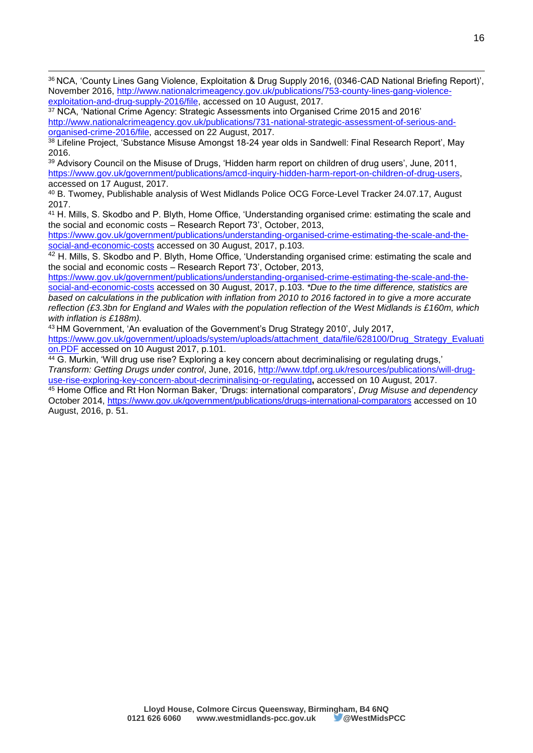[36] NCA, 'County Lines Gang Violence, Exploitation & Drug Supply 2016, (0346-CAD National Briefing Report)', November 2016, http://www.nationalcrimeagency.gov.uk/publications/753-county-lines-gang-violence-exploitation-and-drug-supply-2016/file, accessed on 10 August, 2017.

[37] NCA, 'National Crime Agency: Strategic Assessments into Organised Crime 2015 and 2016' http://www.nationalcrimeagency.gov.uk/publications/731-national-strategic-assessment-of-serious-and-organised-crime-2016/file, accessed on 22 August, 2017.

[38] Lifeline Project, 'Substance Misuse Amongst 18-24 year olds in Sandwell: Final Research Report', May 2016.

[39] Advisory Council on the Misuse of Drugs, 'Hidden harm report on children of drug users', June, 2011, https://www.gov.uk/government/publications/amcd-inquiry-hidden-harm-report-on-children-of-drug-users, accessed on 17 August, 2017.

[40] B. Twomey, Publishable analysis of West Midlands Police OCG Force-Level Tracker 24.07.17, August 2017.

[41] H. Mills, S. Skodbo and P. Blyth, Home Office, 'Understanding organised crime: estimating the scale and the social and economic costs – Research Report 73', October, 2013, https://www.gov.uk/government/publications/understanding-organised-crime-estimating-the-scale-and-the-social-and-economic-costs accessed on 30 August, 2017, p.103.

[42] H. Mills, S. Skodbo and P. Blyth, Home Office, 'Understanding organised crime: estimating the scale and the social and economic costs – Research Report 73', October, 2013, https://www.gov.uk/government/publications/understanding-organised-crime-estimating-the-scale-and-the-social-and-economic-costs accessed on 30 August, 2017, p.103. **Due to the time difference, statistics are based on calculations in the publication with inflation from 2010 to 2016 factored in to give a more accurate reflection (£3.3bn for England and Wales with the population reflection of the West Midlands is £160m, which with inflation is £188m).*

[43] HM Government, 'An evaluation of the Government's Drug Strategy 2010', July 2017, https://www.gov.uk/government/uploads/system/uploads/attachment_data/file/628100/Drug_Strategy_Evaluation.PDF accessed on 10 August 2017, p.101.

[44] G. Murkin, 'Will drug use rise? Exploring a key concern about decriminalising or regulating drugs,' *Transform: Getting Drugs under control*, June, 2016, http://www.tdpf.org.uk/resources/publications/will-drug-use-rise-exploring-key-concern-about-decriminalising-or-regulating**,** accessed on 10 August, 2017.

[45] Home Office and Rt Hon Norman Baker, 'Drugs: international comparators', *Drug Misuse and dependency* October 2014, https://www.gov.uk/government/publications/drugs-international-comparators accessed on 10 August, 2016, p. 51.